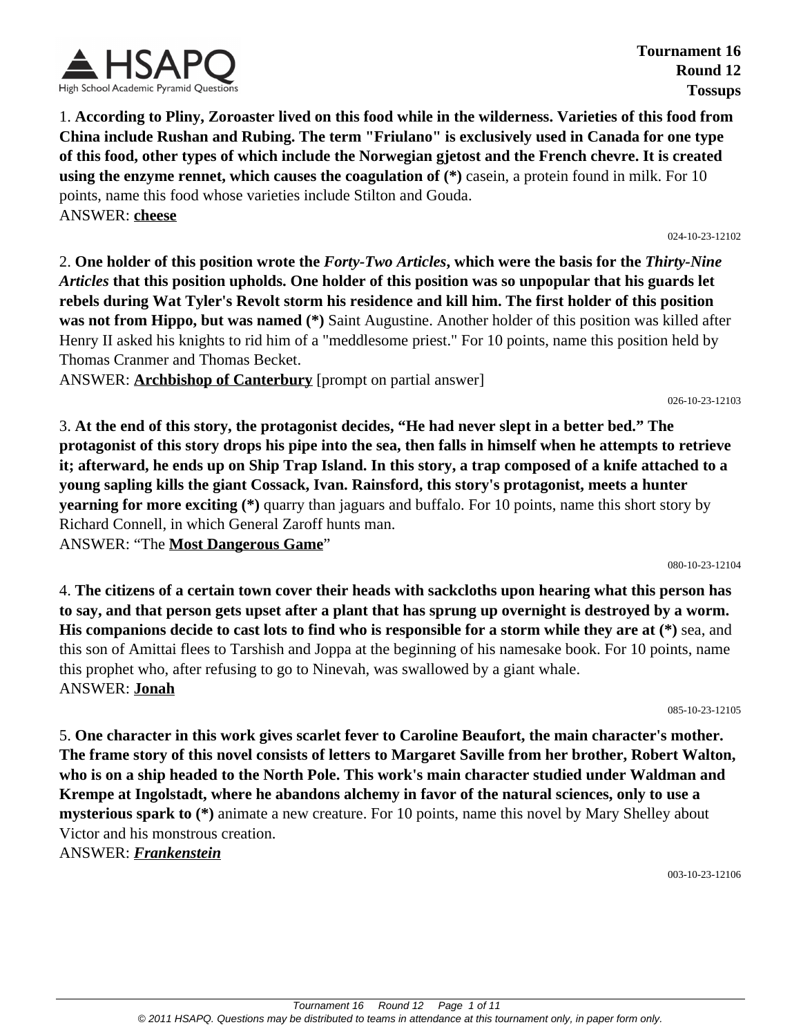**Tournament 16**
**Round 12**
**Tossups**

1. **According to Pliny, Zoroaster lived on this food while in the wilderness. Varieties of this food from China include Rushan and Rubing. The term "Friulano" is exclusively used in Canada for one type of this food, other types of which include the Norwegian gjetost and the French chevre. It is created using the enzyme rennet, which causes the coagulation of (*)** casein, a protein found in milk. For 10 points, name this food whose varieties include Stilton and Gouda.
ANSWER: **cheese**

024-10-23-12102

2. **One holder of this position wrote the *Forty-Two Articles*, which were the basis for the *Thirty-Nine Articles* that this position upholds. One holder of this position was so unpopular that his guards let rebels during Wat Tyler's Revolt storm his residence and kill him. The first holder of this position was not from Hippo, but was named (*)** Saint Augustine. Another holder of this position was killed after Henry II asked his knights to rid him of a "meddlesome priest." For 10 points, name this position held by Thomas Cranmer and Thomas Becket.
ANSWER: **Archbishop of Canterbury** [prompt on partial answer]

026-10-23-12103

3. **At the end of this story, the protagonist decides, "He had never slept in a better bed." The protagonist of this story drops his pipe into the sea, then falls in himself when he attempts to retrieve it; afterward, he ends up on Ship Trap Island. In this story, a trap composed of a knife attached to a young sapling kills the giant Cossack, Ivan. Rainsford, this story's protagonist, meets a hunter yearning for more exciting (*)** quarry than jaguars and buffalo. For 10 points, name this short story by Richard Connell, in which General Zaroff hunts man.
ANSWER: "The **Most Dangerous Game**"

080-10-23-12104

4. **The citizens of a certain town cover their heads with sackcloths upon hearing what this person has to say, and that person gets upset after a plant that has sprung up overnight is destroyed by a worm. His companions decide to cast lots to find who is responsible for a storm while they are at (*)** sea, and this son of Amittai flees to Tarshish and Joppa at the beginning of his namesake book. For 10 points, name this prophet who, after refusing to go to Ninevah, was swallowed by a giant whale.
ANSWER: **Jonah**

085-10-23-12105

5. **One character in this work gives scarlet fever to Caroline Beaufort, the main character's mother. The frame story of this novel consists of letters to Margaret Saville from her brother, Robert Walton, who is on a ship headed to the North Pole. This work's main character studied under Waldman and Krempe at Ingolstadt, where he abandons alchemy in favor of the natural sciences, only to use a mysterious spark to (*)** animate a new creature. For 10 points, name this novel by Mary Shelley about Victor and his monstrous creation.
ANSWER: ***Frankenstein***

003-10-23-12106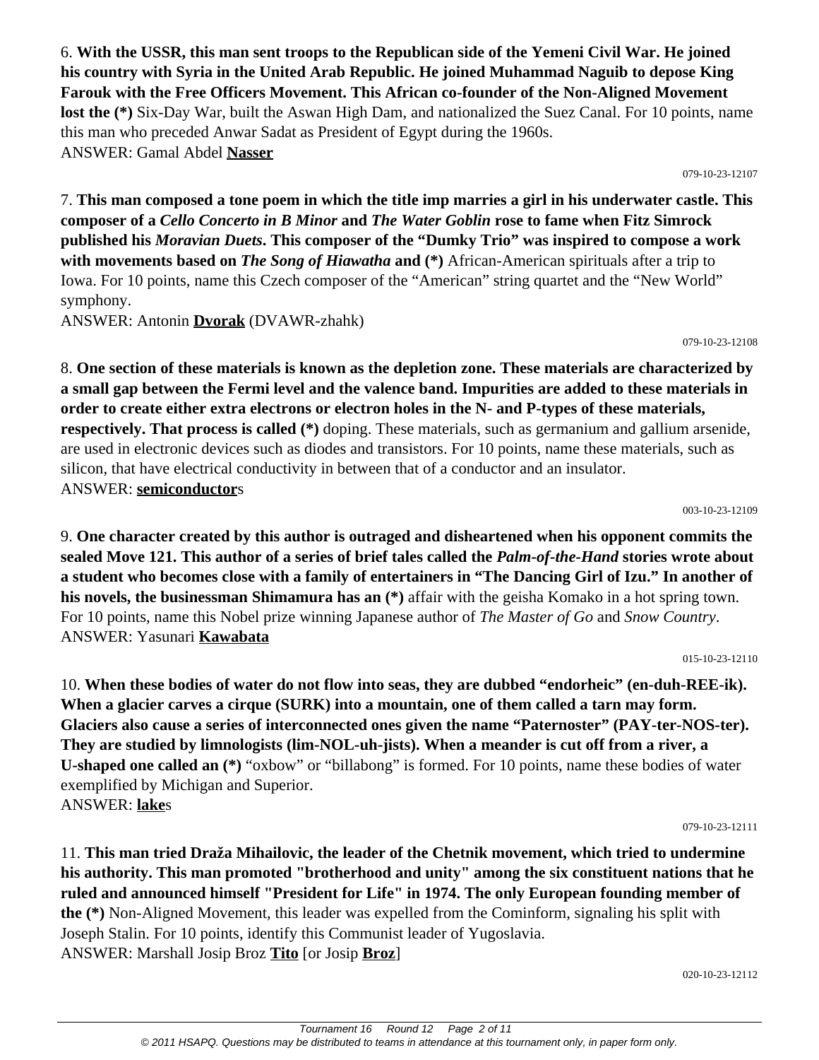6. **With the USSR, this man sent troops to the Republican side of the Yemeni Civil War. He joined his country with Syria in the United Arab Republic. He joined Muhammad Naguib to depose King Farouk with the Free Officers Movement. This African co-founder of the Non-Aligned Movement lost the (*)** Six-Day War, built the Aswan High Dam, and nationalized the Suez Canal. For 10 points, name this man who preceded Anwar Sadat as President of Egypt during the 1960s.
ANSWER: Gamal Abdel **Nasser**

079-10-23-12107

7. **This man composed a tone poem in which the title imp marries a girl in his underwater castle. This composer of a *Cello Concerto in B Minor* and *The Water Goblin* rose to fame when Fitz Simrock published his *Moravian Duets*. This composer of the "Dumky Trio" was inspired to compose a work with movements based on *The Song of Hiawatha* and (*)** African-American spirituals after a trip to Iowa. For 10 points, name this Czech composer of the "American" string quartet and the "New World" symphony.
ANSWER: Antonin **Dvorak** (DVAWR-zhahk)

079-10-23-12108

8. **One section of these materials is known as the depletion zone. These materials are characterized by a small gap between the Fermi level and the valence band. Impurities are added to these materials in order to create either extra electrons or electron holes in the N- and P-types of these materials, respectively. That process is called (*)** doping. These materials, such as germanium and gallium arsenide, are used in electronic devices such as diodes and transistors. For 10 points, name these materials, such as silicon, that have electrical conductivity in between that of a conductor and an insulator.
ANSWER: **semiconductor**s

003-10-23-12109

9. **One character created by this author is outraged and disheartened when his opponent commits the sealed Move 121. This author of a series of brief tales called the *Palm-of-the-Hand* stories wrote about a student who becomes close with a family of entertainers in "The Dancing Girl of Izu." In another of his novels, the businessman Shimamura has an (*)** affair with the geisha Komako in a hot spring town. For 10 points, name this Nobel prize winning Japanese author of *The Master of Go* and *Snow Country*.
ANSWER: Yasunari **Kawabata**

015-10-23-12110

10. **When these bodies of water do not flow into seas, they are dubbed "endorheic" (en-duh-REE-ik). When a glacier carves a cirque (SURK) into a mountain, one of them called a tarn may form. Glaciers also cause a series of interconnected ones given the name "Paternoster" (PAY-ter-NOS-ter). They are studied by limnologists (lim-NOL-uh-jists). When a meander is cut off from a river, a U-shaped one called an (*)** "oxbow" or "billabong" is formed. For 10 points, name these bodies of water exemplified by Michigan and Superior.
ANSWER: **lake**s

079-10-23-12111

11. **This man tried Draža Mihailovic, the leader of the Chetnik movement, which tried to undermine his authority. This man promoted "brotherhood and unity" among the six constituent nations that he ruled and announced himself "President for Life" in 1974. The only European founding member of the (*)** Non-Aligned Movement, this leader was expelled from the Cominform, signaling his split with Joseph Stalin. For 10 points, identify this Communist leader of Yugoslavia.
ANSWER: Marshall Josip Broz **Tito** [or Josip **Broz**]

020-10-23-12112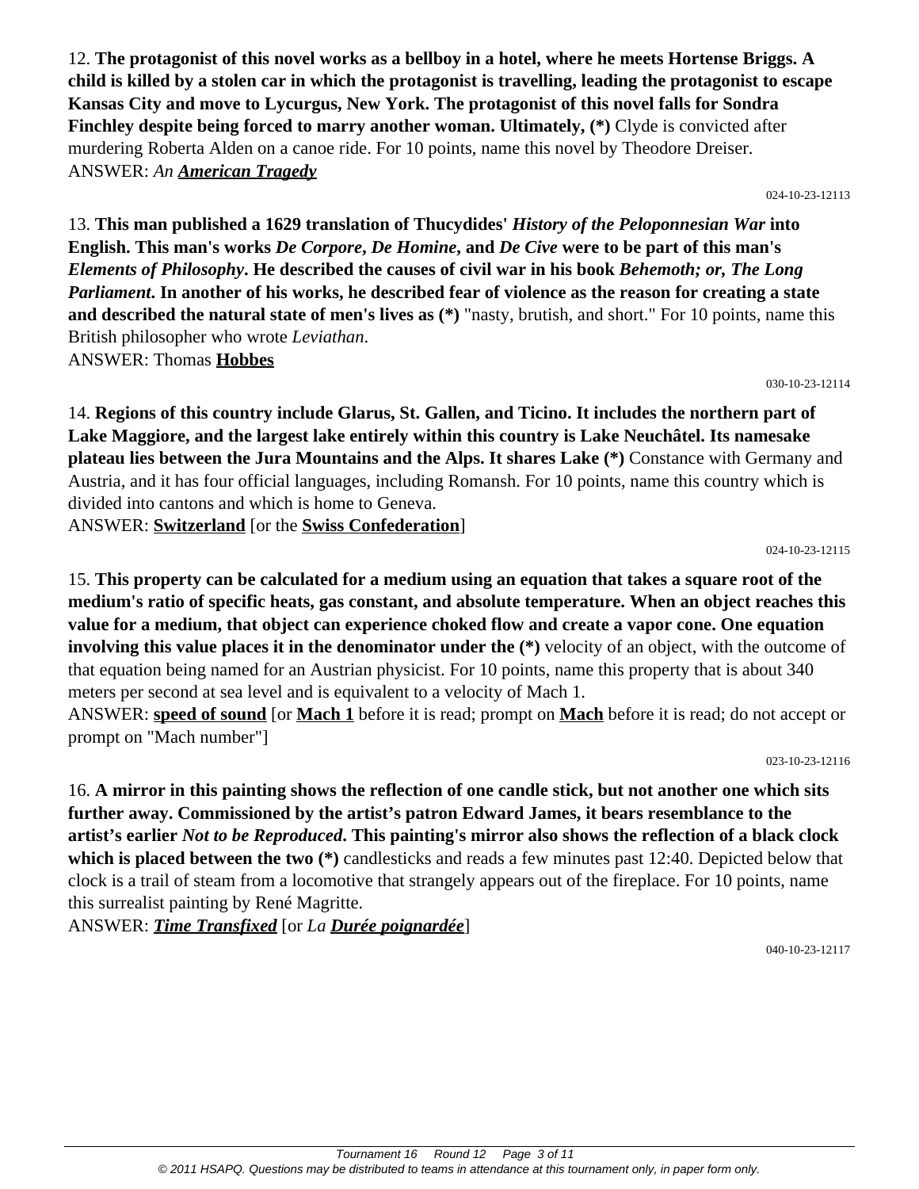12. **The protagonist of this novel works as a bellboy in a hotel, where he meets Hortense Briggs. A child is killed by a stolen car in which the protagonist is travelling, leading the protagonist to escape Kansas City and move to Lycurgus, New York. The protagonist of this novel falls for Sondra Finchley despite being forced to marry another woman. Ultimately, (*)** Clyde is convicted after murdering Roberta Alden on a canoe ride. For 10 points, name this novel by Theodore Dreiser.
ANSWER: *An* ***American Tragedy***

024-10-23-12113

13. **This man published a 1629 translation of Thucydides' *History of the Peloponnesian War* into English. This man's works *De Corpore*, *De Homine*, and *De Cive* were to be part of this man's *Elements of Philosophy*. He described the causes of civil war in his book *Behemoth; or, The Long Parliament*. In another of his works, he described fear of violence as the reason for creating a state and described the natural state of men's lives as (*)** "nasty, brutish, and short." For 10 points, name this British philosopher who wrote *Leviathan*.
ANSWER: Thomas **Hobbes**

030-10-23-12114

14. **Regions of this country include Glarus, St. Gallen, and Ticino. It includes the northern part of Lake Maggiore, and the largest lake entirely within this country is Lake Neuchâtel. Its namesake plateau lies between the Jura Mountains and the Alps. It shares Lake (*)** Constance with Germany and Austria, and it has four official languages, including Romansh. For 10 points, name this country which is divided into cantons and which is home to Geneva.
ANSWER: **Switzerland** [or the **Swiss Confederation**]

024-10-23-12115

15. **This property can be calculated for a medium using an equation that takes a square root of the medium's ratio of specific heats, gas constant, and absolute temperature. When an object reaches this value for a medium, that object can experience choked flow and create a vapor cone. One equation involving this value places it in the denominator under the (*)** velocity of an object, with the outcome of that equation being named for an Austrian physicist. For 10 points, name this property that is about 340 meters per second at sea level and is equivalent to a velocity of Mach 1.
ANSWER: **speed of sound** [or **Mach 1** before it is read; prompt on **Mach** before it is read; do not accept or prompt on "Mach number"]

023-10-23-12116

16. **A mirror in this painting shows the reflection of one candle stick, but not another one which sits further away. Commissioned by the artist's patron Edward James, it bears resemblance to the artist's earlier *Not to be Reproduced*. This painting's mirror also shows the reflection of a black clock which is placed between the two (*)** candlesticks and reads a few minutes past 12:40. Depicted below that clock is a trail of steam from a locomotive that strangely appears out of the fireplace. For 10 points, name this surrealist painting by René Magritte.
ANSWER: ***Time Transfixed*** [or *La* ***Durée poignardée***]

040-10-23-12117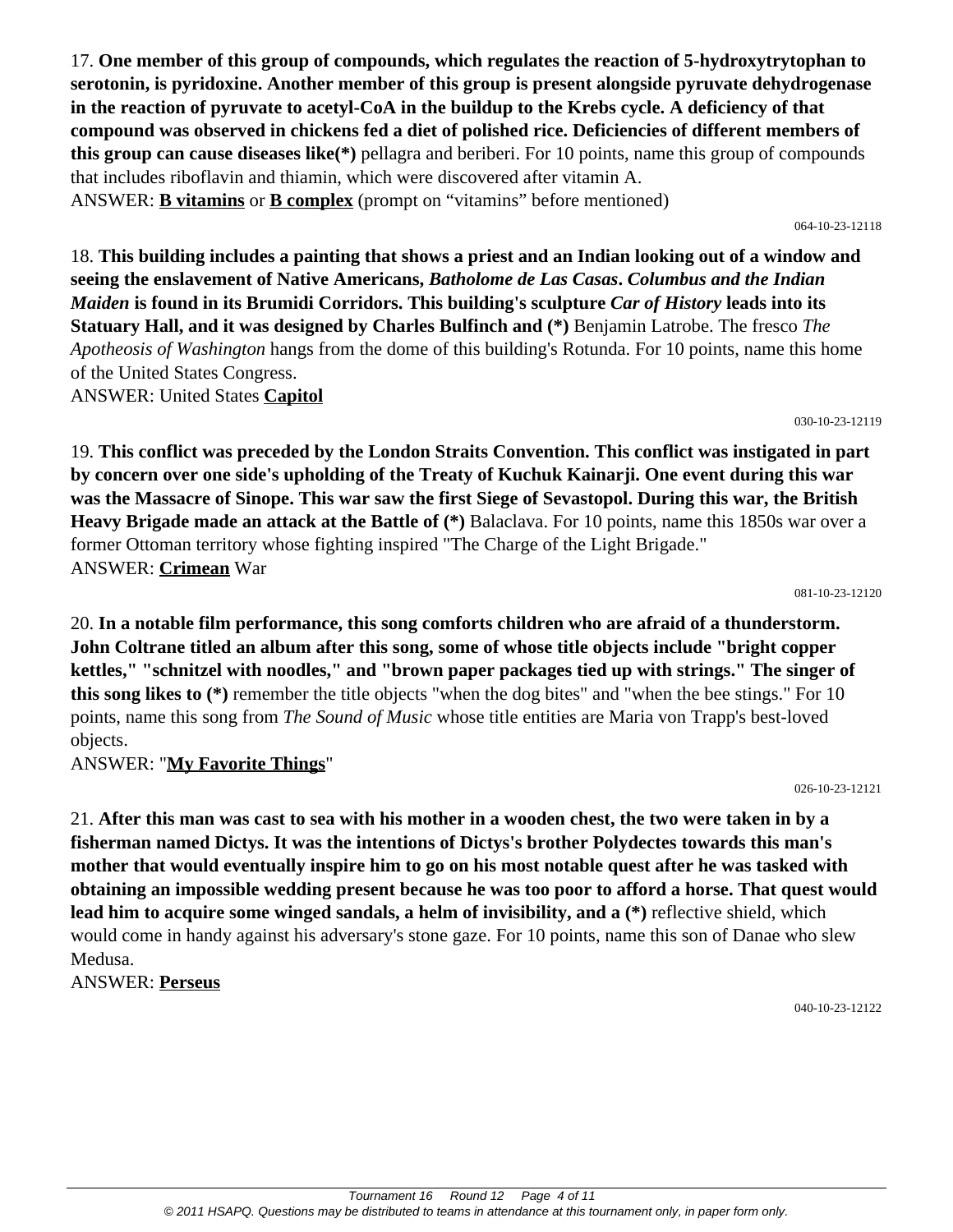17. **One member of this group of compounds, which regulates the reaction of 5-hydroxytrytophan to serotonin, is pyridoxine. Another member of this group is present alongside pyruvate dehydrogenase in the reaction of pyruvate to acetyl-CoA in the buildup to the Krebs cycle. A deficiency of that compound was observed in chickens fed a diet of polished rice. Deficiencies of different members of this group can cause diseases like(*)** pellagra and beriberi. For 10 points, name this group of compounds that includes riboflavin and thiamin, which were discovered after vitamin A.
ANSWER: **B vitamins** or **B complex** (prompt on "vitamins" before mentioned)

064-10-23-12118

18. **This building includes a painting that shows a priest and an Indian looking out of a window and seeing the enslavement of Native Americans, *Batholome de Las Casas*. *Columbus and the Indian Maiden* is found in its Brumidi Corridors. This building's sculpture *Car of History* leads into its Statuary Hall, and it was designed by Charles Bulfinch and (*)** Benjamin Latrobe. The fresco *The Apotheosis of Washington* hangs from the dome of this building's Rotunda. For 10 points, name this home of the United States Congress.
ANSWER: United States **Capitol**

030-10-23-12119

19. **This conflict was preceded by the London Straits Convention. This conflict was instigated in part by concern over one side's upholding of the Treaty of Kuchuk Kainarji. One event during this war was the Massacre of Sinope. This war saw the first Siege of Sevastopol. During this war, the British Heavy Brigade made an attack at the Battle of (*)** Balaclava. For 10 points, name this 1850s war over a former Ottoman territory whose fighting inspired "The Charge of the Light Brigade."
ANSWER: **Crimean** War

081-10-23-12120

20. **In a notable film performance, this song comforts children who are afraid of a thunderstorm. John Coltrane titled an album after this song, some of whose title objects include "bright copper kettles," "schnitzel with noodles," and "brown paper packages tied up with strings." The singer of this song likes to (*)** remember the title objects "when the dog bites" and "when the bee stings." For 10 points, name this song from *The Sound of Music* whose title entities are Maria von Trapp's best-loved objects.
ANSWER: "**My Favorite Things**"

026-10-23-12121

21. **After this man was cast to sea with his mother in a wooden chest, the two were taken in by a fisherman named Dictys. It was the intentions of Dictys's brother Polydectes towards this man's mother that would eventually inspire him to go on his most notable quest after he was tasked with obtaining an impossible wedding present because he was too poor to afford a horse. That quest would lead him to acquire some winged sandals, a helm of invisibility, and a (*)** reflective shield, which would come in handy against his adversary's stone gaze. For 10 points, name this son of Danae who slew Medusa.
ANSWER: **Perseus**

040-10-23-12122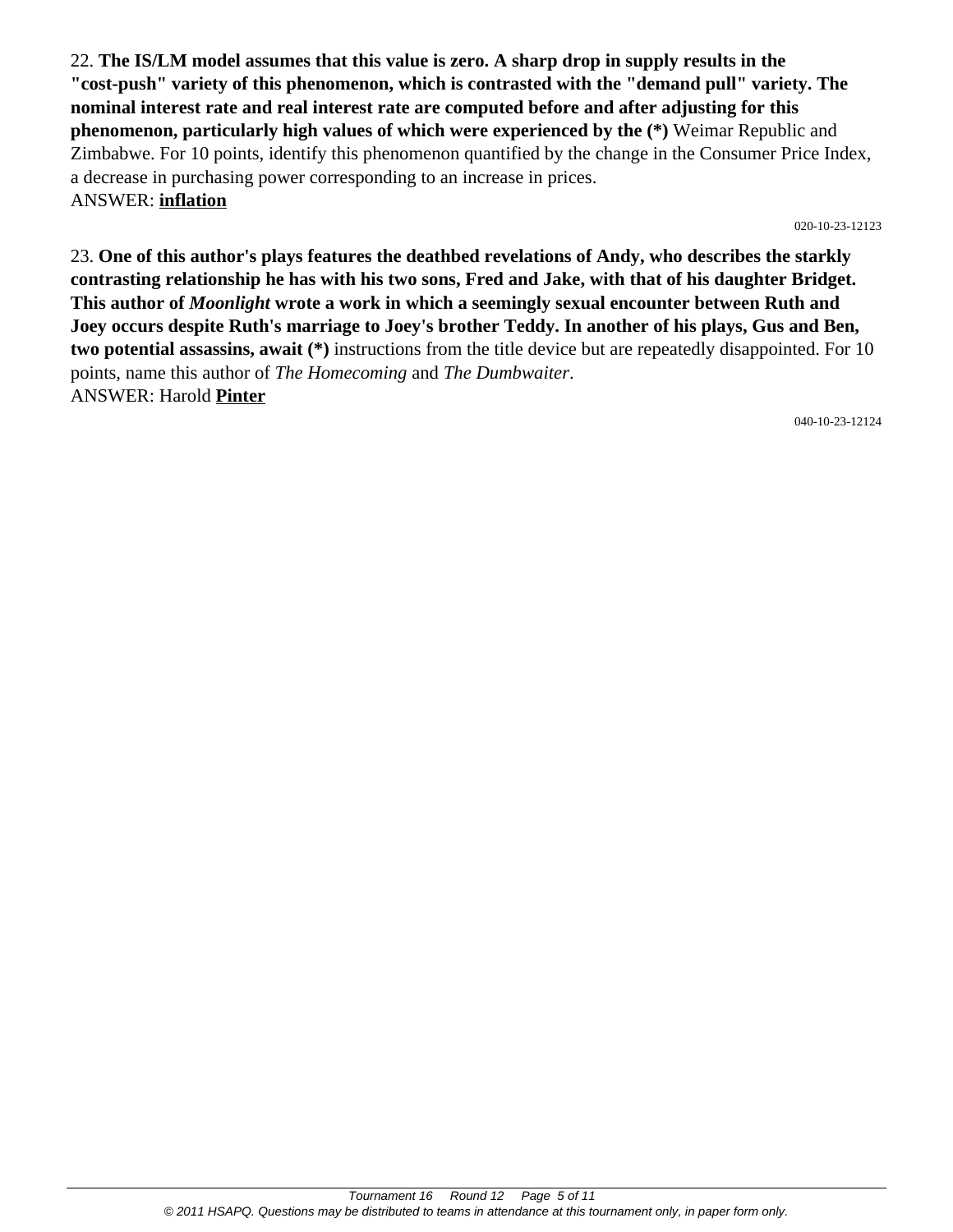22. **The IS/LM model assumes that this value is zero. A sharp drop in supply results in the "cost-push" variety of this phenomenon, which is contrasted with the "demand pull" variety. The nominal interest rate and real interest rate are computed before and after adjusting for this phenomenon, particularly high values of which were experienced by the (*)** Weimar Republic and Zimbabwe. For 10 points, identify this phenomenon quantified by the change in the Consumer Price Index, a decrease in purchasing power corresponding to an increase in prices.
ANSWER: **inflation**

020-10-23-12123

23. **One of this author's plays features the deathbed revelations of Andy, who describes the starkly contrasting relationship he has with his two sons, Fred and Jake, with that of his daughter Bridget. This author of *Moonlight* wrote a work in which a seemingly sexual encounter between Ruth and Joey occurs despite Ruth's marriage to Joey's brother Teddy. In another of his plays, Gus and Ben, two potential assassins, await (*)** instructions from the title device but are repeatedly disappointed. For 10 points, name this author of *The Homecoming* and *The Dumbwaiter*.
ANSWER: Harold **Pinter**

040-10-23-12124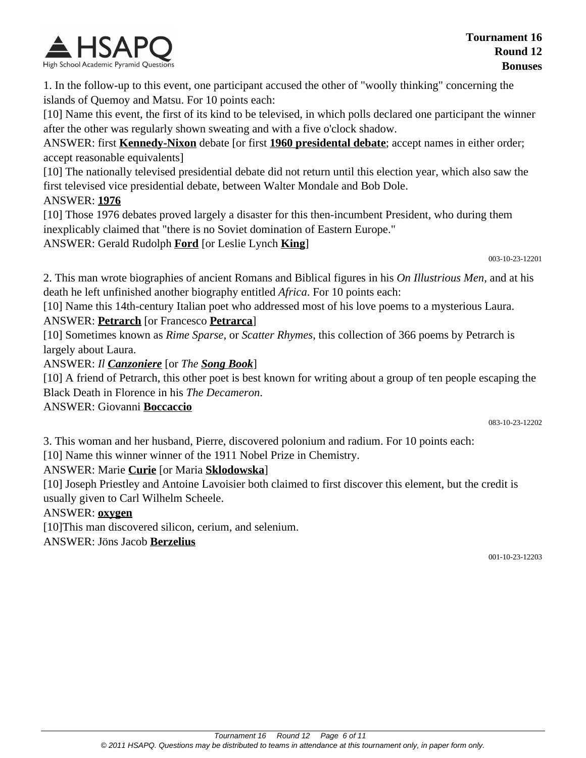1. In the follow-up to this event, one participant accused the other of "woolly thinking" concerning the islands of Quemoy and Matsu. For 10 points each:

[10] Name this event, the first of its kind to be televised, in which polls declared one participant the winner after the other was regularly shown sweating and with a five o'clock shadow.

ANSWER: first **Kennedy-Nixon** debate [or first **1960 presidental debate**; accept names in either order; accept reasonable equivalents]

[10] The nationally televised presidential debate did not return until this election year, which also saw the first televised vice presidential debate, between Walter Mondale and Bob Dole.

ANSWER: **1976**

[10] Those 1976 debates proved largely a disaster for this then-incumbent President, who during them inexplicably claimed that "there is no Soviet domination of Eastern Europe."

ANSWER: Gerald Rudolph **Ford** [or Leslie Lynch **King**]

003-10-23-12201

2. This man wrote biographies of ancient Romans and Biblical figures in his *On Illustrious Men*, and at his death he left unfinished another biography entitled *Africa*. For 10 points each:

[10] Name this 14th-century Italian poet who addressed most of his love poems to a mysterious Laura.

ANSWER: **Petrarch** [or Francesco **Petrarca**]

[10] Sometimes known as *Rime Sparse*, or *Scatter Rhymes*, this collection of 366 poems by Petrarch is largely about Laura.

ANSWER: *Il **Canzoniere*** [or *The **Song Book***]

[10] A friend of Petrarch, this other poet is best known for writing about a group of ten people escaping the Black Death in Florence in his *The Decameron*.

ANSWER: Giovanni **Boccaccio**

083-10-23-12202

3. This woman and her husband, Pierre, discovered polonium and radium. For 10 points each:

[10] Name this winner winner of the 1911 Nobel Prize in Chemistry.

ANSWER: Marie **Curie** [or Maria **Sklodowska**]

[10] Joseph Priestley and Antoine Lavoisier both claimed to first discover this element, but the credit is usually given to Carl Wilhelm Scheele.

ANSWER: **oxygen**

[10]This man discovered silicon, cerium, and selenium.

ANSWER: Jöns Jacob **Berzelius**

001-10-23-12203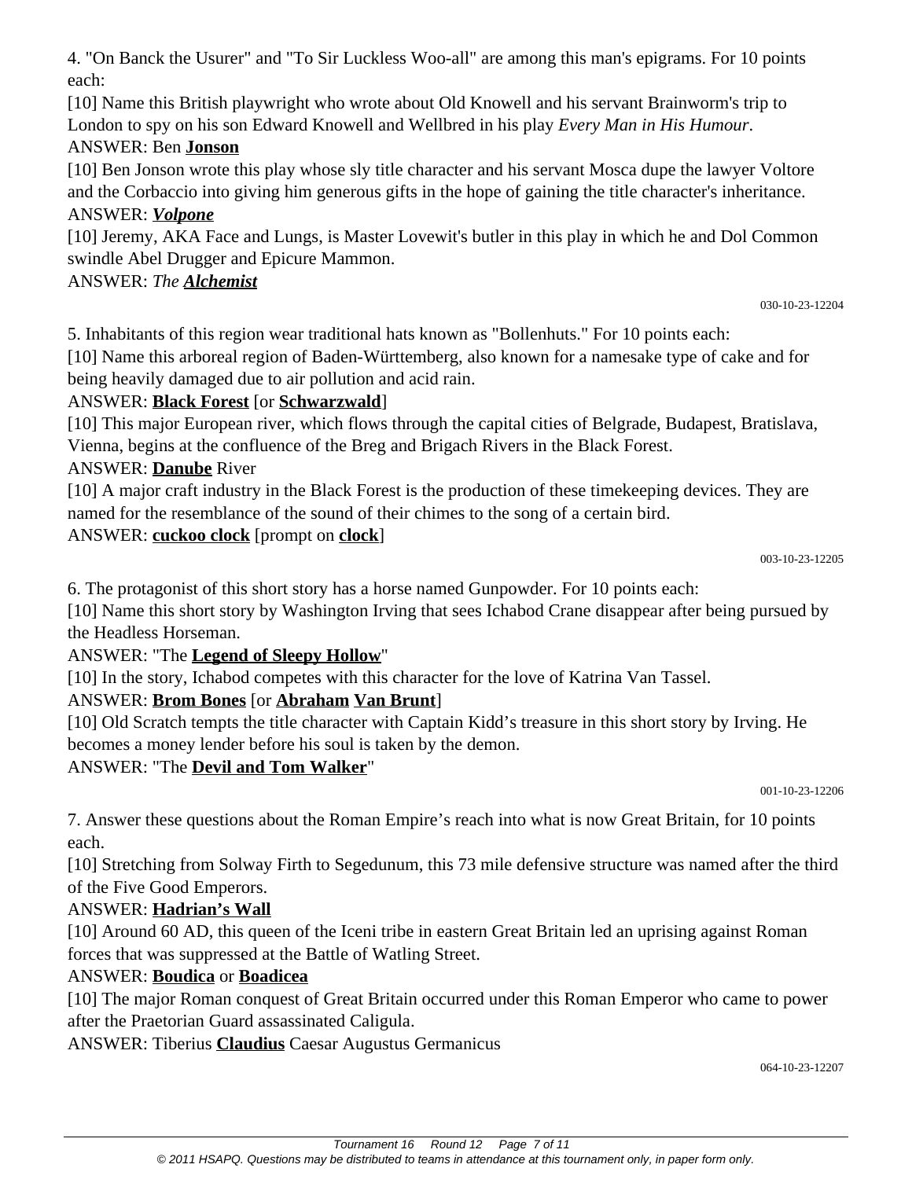4. "On Banck the Usurer" and "To Sir Luckless Woo-all" are among this man's epigrams. For 10 points each:

[10] Name this British playwright who wrote about Old Knowell and his servant Brainworm's trip to London to spy on his son Edward Knowell and Wellbred in his play *Every Man in His Humour*.

ANSWER: Ben **Jonson**

[10] Ben Jonson wrote this play whose sly title character and his servant Mosca dupe the lawyer Voltore and the Corbaccio into giving him generous gifts in the hope of gaining the title character's inheritance.

ANSWER: ***Volpone***

[10] Jeremy, AKA Face and Lungs, is Master Lovewit's butler in this play in which he and Dol Common swindle Abel Drugger and Epicure Mammon.

ANSWER: *The **Alchemist***

030-10-23-12204

5. Inhabitants of this region wear traditional hats known as "Bollenhuts." For 10 points each:

[10] Name this arboreal region of Baden-Württemberg, also known for a namesake type of cake and for being heavily damaged due to air pollution and acid rain.

ANSWER: **Black Forest** [or **Schwarzwald**]

[10] This major European river, which flows through the capital cities of Belgrade, Budapest, Bratislava, Vienna, begins at the confluence of the Breg and Brigach Rivers in the Black Forest.

ANSWER: **Danube** River

[10] A major craft industry in the Black Forest is the production of these timekeeping devices. They are named for the resemblance of the sound of their chimes to the song of a certain bird.

ANSWER: **cuckoo clock** [prompt on **clock**]

003-10-23-12205

6. The protagonist of this short story has a horse named Gunpowder. For 10 points each:

[10] Name this short story by Washington Irving that sees Ichabod Crane disappear after being pursued by the Headless Horseman.

ANSWER: "The **Legend of Sleepy Hollow**"

[10] In the story, Ichabod competes with this character for the love of Katrina Van Tassel.

ANSWER: **Brom Bones** [or **Abraham** **Van Brunt**]

[10] Old Scratch tempts the title character with Captain Kidd's treasure in this short story by Irving. He becomes a money lender before his soul is taken by the demon.

ANSWER: "The **Devil and Tom Walker**"

001-10-23-12206

7. Answer these questions about the Roman Empire's reach into what is now Great Britain, for 10 points each.

[10] Stretching from Solway Firth to Segedunum, this 73 mile defensive structure was named after the third of the Five Good Emperors.

ANSWER: **Hadrian's Wall**

[10] Around 60 AD, this queen of the Iceni tribe in eastern Great Britain led an uprising against Roman forces that was suppressed at the Battle of Watling Street.

ANSWER: **Boudica** or **Boadicea**

[10] The major Roman conquest of Great Britain occurred under this Roman Emperor who came to power after the Praetorian Guard assassinated Caligula.

ANSWER: Tiberius **Claudius** Caesar Augustus Germanicus

064-10-23-12207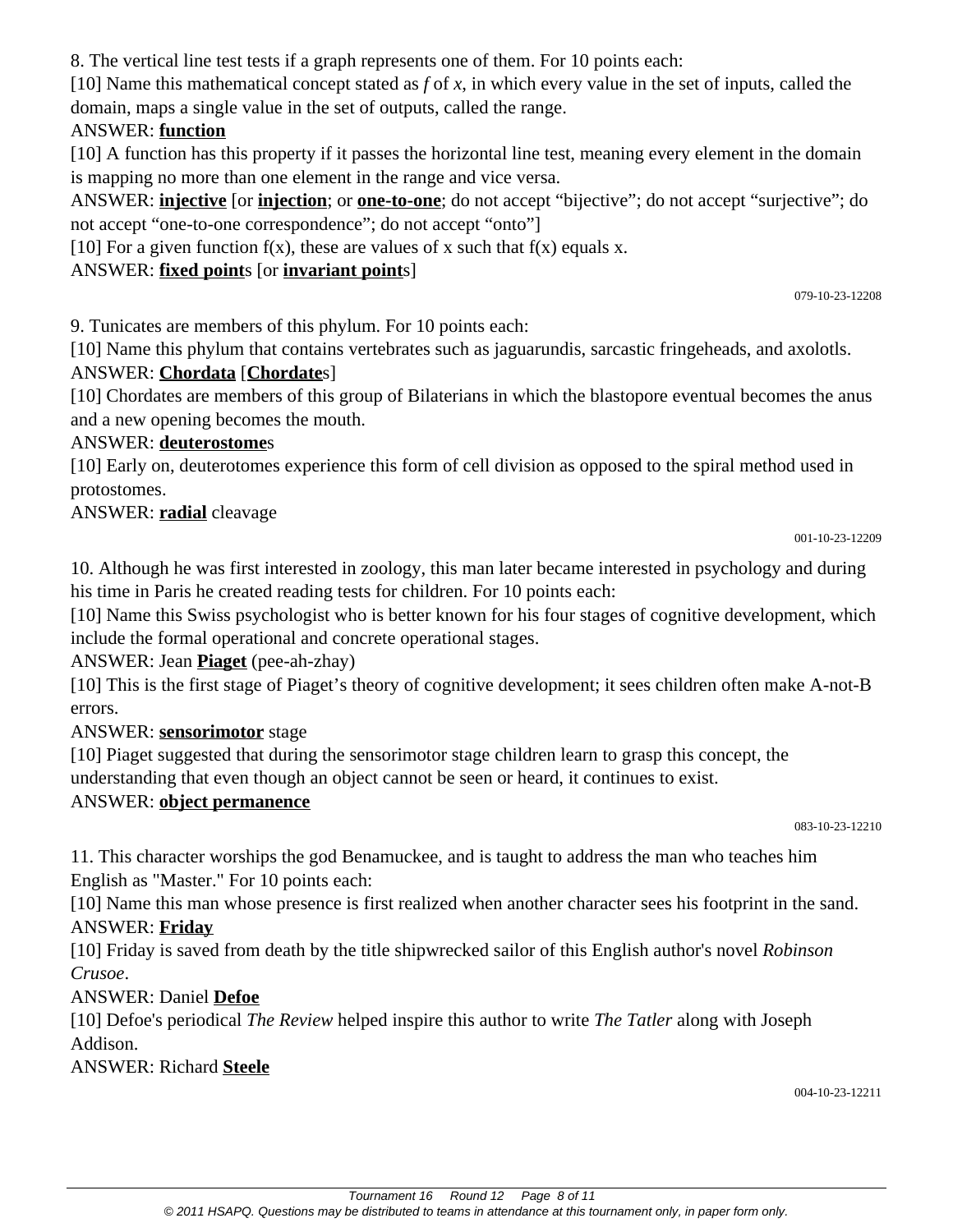8. The vertical line test tests if a graph represents one of them. For 10 points each:

[10] Name this mathematical concept stated as *f* of *x*, in which every value in the set of inputs, called the domain, maps a single value in the set of outputs, called the range.

ANSWER: **function**

[10] A function has this property if it passes the horizontal line test, meaning every element in the domain is mapping no more than one element in the range and vice versa.

ANSWER: **injective** [or **injection**; or **one-to-one**; do not accept "bijective"; do not accept "surjective"; do not accept "one-to-one correspondence"; do not accept "onto"]

[10] For a given function f(x), these are values of x such that f(x) equals x.

ANSWER: **fixed point**s [or **invariant point**s]

079-10-23-12208

9. Tunicates are members of this phylum. For 10 points each:

[10] Name this phylum that contains vertebrates such as jaguarundis, sarcastic fringeheads, and axolotls.

ANSWER: **Chordata** [**Chordate**s]

[10] Chordates are members of this group of Bilaterians in which the blastopore eventual becomes the anus and a new opening becomes the mouth.

ANSWER: **deuterostome**s

[10] Early on, deuterotomes experience this form of cell division as opposed to the spiral method used in protostomes.

ANSWER: **radial** cleavage

001-10-23-12209

10. Although he was first interested in zoology, this man later became interested in psychology and during his time in Paris he created reading tests for children. For 10 points each:

[10] Name this Swiss psychologist who is better known for his four stages of cognitive development, which include the formal operational and concrete operational stages.

ANSWER: Jean **Piaget** (pee-ah-zhay)

[10] This is the first stage of Piaget's theory of cognitive development; it sees children often make A-not-B errors.

ANSWER: **sensorimotor** stage

[10] Piaget suggested that during the sensorimotor stage children learn to grasp this concept, the understanding that even though an object cannot be seen or heard, it continues to exist.

ANSWER: **object permanence**

083-10-23-12210

11. This character worships the god Benamuckee, and is taught to address the man who teaches him English as "Master." For 10 points each:

[10] Name this man whose presence is first realized when another character sees his footprint in the sand.

ANSWER: **Friday**

[10] Friday is saved from death by the title shipwrecked sailor of this English author's novel *Robinson Crusoe*.

ANSWER: Daniel **Defoe**

[10] Defoe's periodical *The Review* helped inspire this author to write *The Tatler* along with Joseph Addison.

ANSWER: Richard **Steele**

004-10-23-12211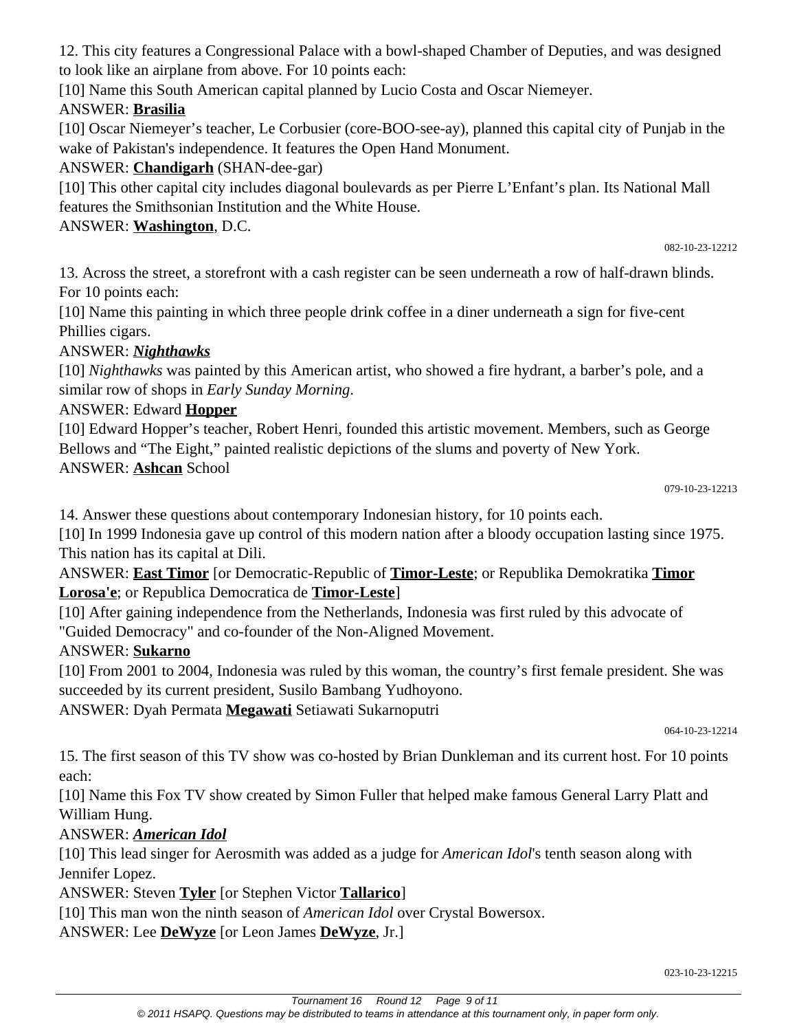12. This city features a Congressional Palace with a bowl-shaped Chamber of Deputies, and was designed to look like an airplane from above. For 10 points each:

[10] Name this South American capital planned by Lucio Costa and Oscar Niemeyer.

ANSWER: **Brasilia**

[10] Oscar Niemeyer's teacher, Le Corbusier (core-BOO-see-ay), planned this capital city of Punjab in the wake of Pakistan's independence. It features the Open Hand Monument.

ANSWER: **Chandigarh** (SHAN-dee-gar)

[10] This other capital city includes diagonal boulevards as per Pierre L'Enfant's plan. Its National Mall features the Smithsonian Institution and the White House.

ANSWER: **Washington**, D.C.

082-10-23-12212

13. Across the street, a storefront with a cash register can be seen underneath a row of half-drawn blinds. For 10 points each:

[10] Name this painting in which three people drink coffee in a diner underneath a sign for five-cent Phillies cigars.

ANSWER: ***Nighthawks***

[10] *Nighthawks* was painted by this American artist, who showed a fire hydrant, a barber's pole, and a similar row of shops in *Early Sunday Morning*.

ANSWER: Edward **Hopper**

[10] Edward Hopper's teacher, Robert Henri, founded this artistic movement. Members, such as George Bellows and "The Eight," painted realistic depictions of the slums and poverty of New York.

ANSWER: **Ashcan** School

079-10-23-12213

14. Answer these questions about contemporary Indonesian history, for 10 points each.

[10] In 1999 Indonesia gave up control of this modern nation after a bloody occupation lasting since 1975. This nation has its capital at Dili.

ANSWER: **East Timor** [or Democratic-Republic of **Timor-Leste**; or Republika Demokratika **Timor Lorosa'e**; or Republica Democratica de **Timor-Leste**]

[10] After gaining independence from the Netherlands, Indonesia was first ruled by this advocate of "Guided Democracy" and co-founder of the Non-Aligned Movement.

ANSWER: **Sukarno**

[10] From 2001 to 2004, Indonesia was ruled by this woman, the country's first female president. She was succeeded by its current president, Susilo Bambang Yudhoyono.

ANSWER: Dyah Permata **Megawati** Setiawati Sukarnoputri

064-10-23-12214

15. The first season of this TV show was co-hosted by Brian Dunkleman and its current host. For 10 points each:

[10] Name this Fox TV show created by Simon Fuller that helped make famous General Larry Platt and William Hung.

ANSWER: ***American Idol***

[10] This lead singer for Aerosmith was added as a judge for *American Idol*'s tenth season along with Jennifer Lopez.

ANSWER: Steven **Tyler** [or Stephen Victor **Tallarico**]

[10] This man won the ninth season of *American Idol* over Crystal Bowersox.

ANSWER: Lee **DeWyze** [or Leon James **DeWyze**, Jr.]

023-10-23-12215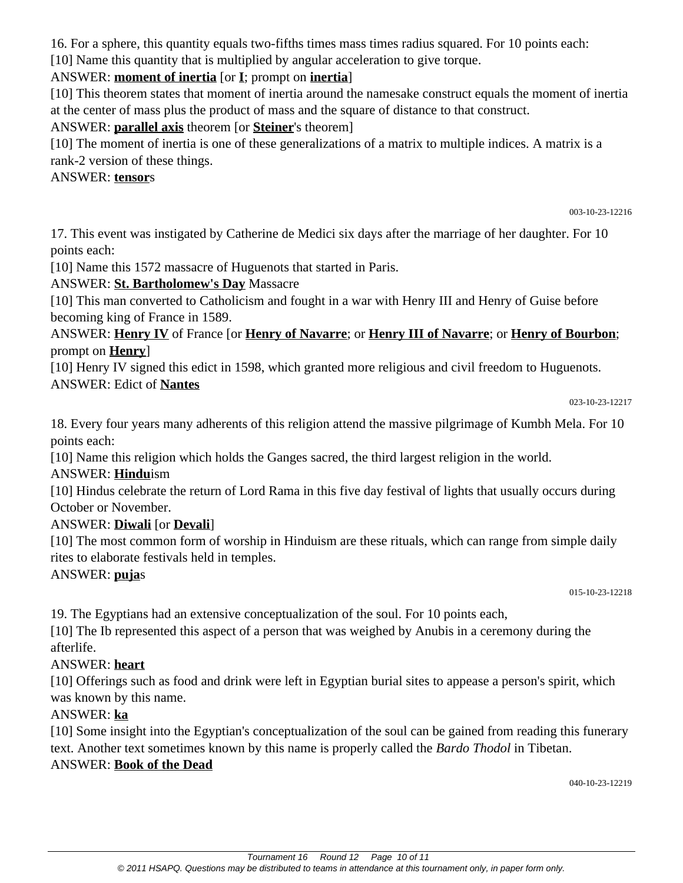16. For a sphere, this quantity equals two-fifths times mass times radius squared. For 10 points each:

[10] Name this quantity that is multiplied by angular acceleration to give torque.

ANSWER: **moment of inertia** [or **I**; prompt on **inertia**]

[10] This theorem states that moment of inertia around the namesake construct equals the moment of inertia at the center of mass plus the product of mass and the square of distance to that construct.

ANSWER: **parallel axis** theorem [or **Steiner**'s theorem]

[10] The moment of inertia is one of these generalizations of a matrix to multiple indices. A matrix is a rank-2 version of these things.

ANSWER: **tensor**s

003-10-23-12216

17. This event was instigated by Catherine de Medici six days after the marriage of her daughter. For 10 points each:

[10] Name this 1572 massacre of Huguenots that started in Paris.

ANSWER: **St. Bartholomew's Day** Massacre

[10] This man converted to Catholicism and fought in a war with Henry III and Henry of Guise before becoming king of France in 1589.

ANSWER: **Henry IV** of France [or **Henry of Navarre**; or **Henry III of Navarre**; or **Henry of Bourbon**; prompt on **Henry**]

[10] Henry IV signed this edict in 1598, which granted more religious and civil freedom to Huguenots.

ANSWER: Edict of **Nantes**

023-10-23-12217

18. Every four years many adherents of this religion attend the massive pilgrimage of Kumbh Mela. For 10 points each:

[10] Name this religion which holds the Ganges sacred, the third largest religion in the world.

ANSWER: **Hindu**ism

[10] Hindus celebrate the return of Lord Rama in this five day festival of lights that usually occurs during October or November.

ANSWER: **Diwali** [or **Devali**]

[10] The most common form of worship in Hinduism are these rituals, which can range from simple daily rites to elaborate festivals held in temples.

ANSWER: **puja**s

015-10-23-12218

19. The Egyptians had an extensive conceptualization of the soul. For 10 points each,

[10] The Ib represented this aspect of a person that was weighed by Anubis in a ceremony during the afterlife.

ANSWER: **heart**

[10] Offerings such as food and drink were left in Egyptian burial sites to appease a person's spirit, which was known by this name.

ANSWER: **ka**

[10] Some insight into the Egyptian's conceptualization of the soul can be gained from reading this funerary text. Another text sometimes known by this name is properly called the *Bardo Thodol* in Tibetan.

ANSWER: **Book of the Dead**

040-10-23-12219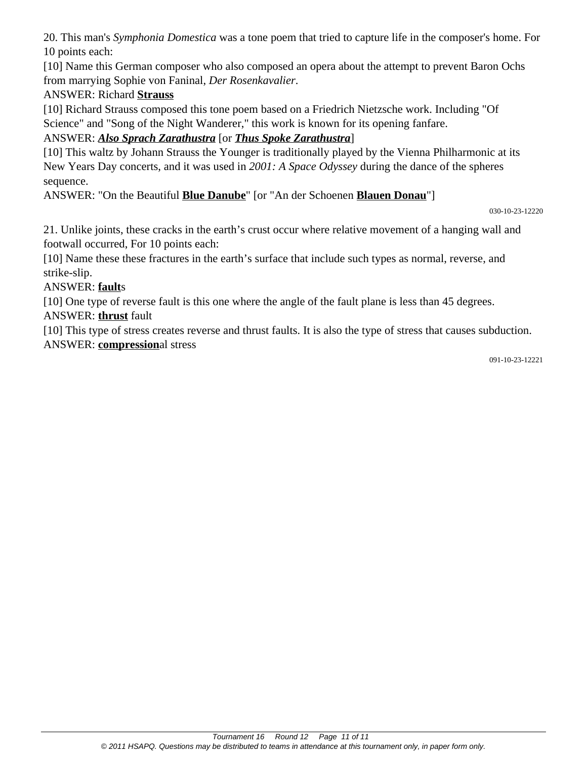20. This man's *Symphonia Domestica* was a tone poem that tried to capture life in the composer's home. For 10 points each:

[10] Name this German composer who also composed an opera about the attempt to prevent Baron Ochs from marrying Sophie von Faninal, *Der Rosenkavalier*.

ANSWER: Richard **Strauss**

[10] Richard Strauss composed this tone poem based on a Friedrich Nietzsche work. Including "Of Science" and "Song of the Night Wanderer," this work is known for its opening fanfare.

ANSWER: ***Also Sprach Zarathustra*** [or ***Thus Spoke Zarathustra***]

[10] This waltz by Johann Strauss the Younger is traditionally played by the Vienna Philharmonic at its New Years Day concerts, and it was used in *2001: A Space Odyssey* during the dance of the spheres sequence.

ANSWER: "On the Beautiful **Blue Danube**" [or "An der Schoenen **Blauen Donau**"]

030-10-23-12220

21. Unlike joints, these cracks in the earth's crust occur where relative movement of a hanging wall and footwall occurred, For 10 points each:

[10] Name these these fractures in the earth's surface that include such types as normal, reverse, and strike-slip.

ANSWER: **fault**s

[10] One type of reverse fault is this one where the angle of the fault plane is less than 45 degrees.

ANSWER: **thrust** fault

[10] This type of stress creates reverse and thrust faults. It is also the type of stress that causes subduction.

ANSWER: **compression**al stress

091-10-23-12221